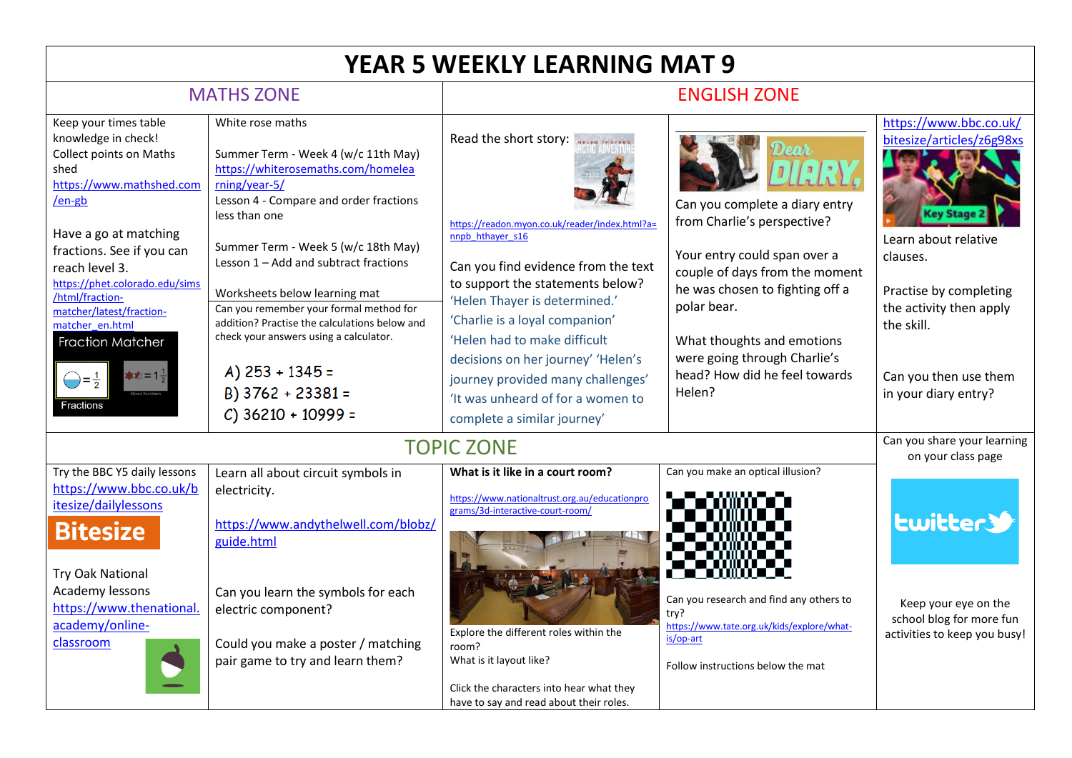# YEAR 5 WEEKLY LEARNING MAT 9

## MATHS ZONE

Keep your times table knowledge in check!
Collect points on Maths shed
https://www.mathshed.com/en-gb

Have a go at matching fractions. See if you can reach level 3.
https://phet.colorado.edu/sims/html/fraction-matcher/latest/fraction-matcher_en.html

Fraction Matcher

Fractions

White rose maths

Summer Term - Week 4 (w/c 11th May)
https://whiterosemaths.com/homelearning/year-5/
Lesson 4 - Compare and order fractions less than one

Summer Term - Week 5 (w/c 18th May)
Lesson 1 – Add and subtract fractions

Worksheets below learning mat

Can you remember your formal method for addition? Practise the calculations below and check your answers using a calculator.

A) 253 + 1345 =
B) 3762 + 23381 =
C) 36210 + 10999 =

## ENGLISH ZONE

Read the short story:

https://readon.myon.co.uk/reader/index.html?a=nnpb_hthayer_s16

Can you find evidence from the text to support the statements below?
'Helen Thayer is determined.'
'Charlie is a loyal companion'
'Helen had to make difficult decisions on her journey' 'Helen's journey provided many challenges'
'It was unheard of for a women to complete a similar journey'

Dear DIARY,

Can you complete a diary entry from Charlie's perspective?

Your entry could span over a couple of days from the moment he was chosen to fighting off a polar bear.

What thoughts and emotions were going through Charlie's head? How did he feel towards Helen?

https://www.bbc.co.uk/bitesize/articles/z6g98xs

Key Stage 2

Learn about relative clauses.

Practise by completing the activity then apply the skill.

Can you then use them in your diary entry?

## TOPIC ZONE

Try the BBC Y5 daily lessons
https://www.bbc.co.uk/bitesize/dailylessons

Bitesize

Try Oak National Academy lessons
https://www.thenational.academy/online-classroom

Learn all about circuit symbols in electricity.

https://www.andythelwell.com/blobz/guide.html

Can you learn the symbols for each electric component?

Could you make a poster / matching pair game to try and learn them?

**What is it like in a court room?**

https://www.nationaltrust.org.au/educationprograms/3d-interactive-court-room/

Explore the different roles within the room?
What is it layout like?

Click the characters into hear what they have to say and read about their roles.

Can you make an optical illusion?

Can you research and find any others to try?
https://www.tate.org.uk/kids/explore/what-is/op-art

Follow instructions below the mat

Can you share your learning on your class page

twitter

Keep your eye on the school blog for more fun activities to keep you busy!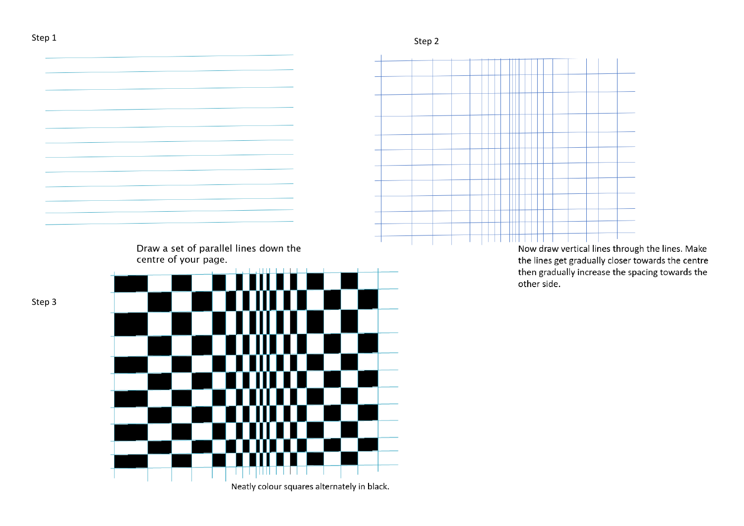Step 1

Draw a set of parallel lines down the centre of your page.

Step 2

Now draw vertical lines through the lines. Make the lines get gradually closer towards the centre then gradually increase the spacing towards the other side.

Step 3

Neatly colour squares alternately in black.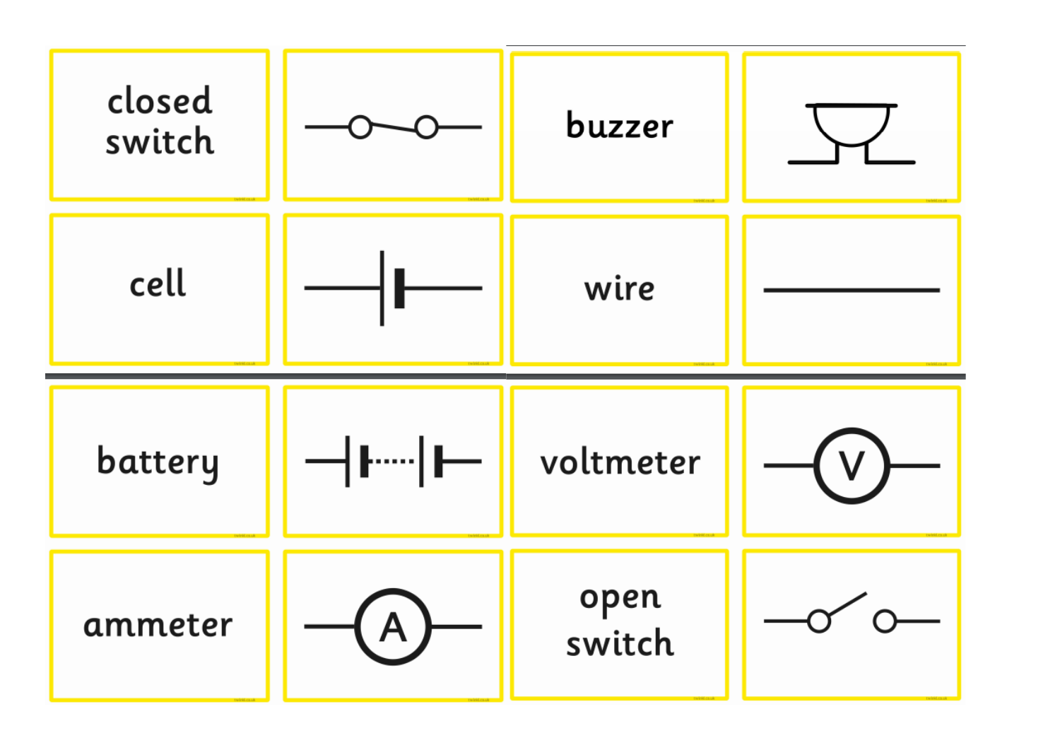closed switch

buzzer

cell

wire

battery

voltmeter

V

ammeter

A

open switch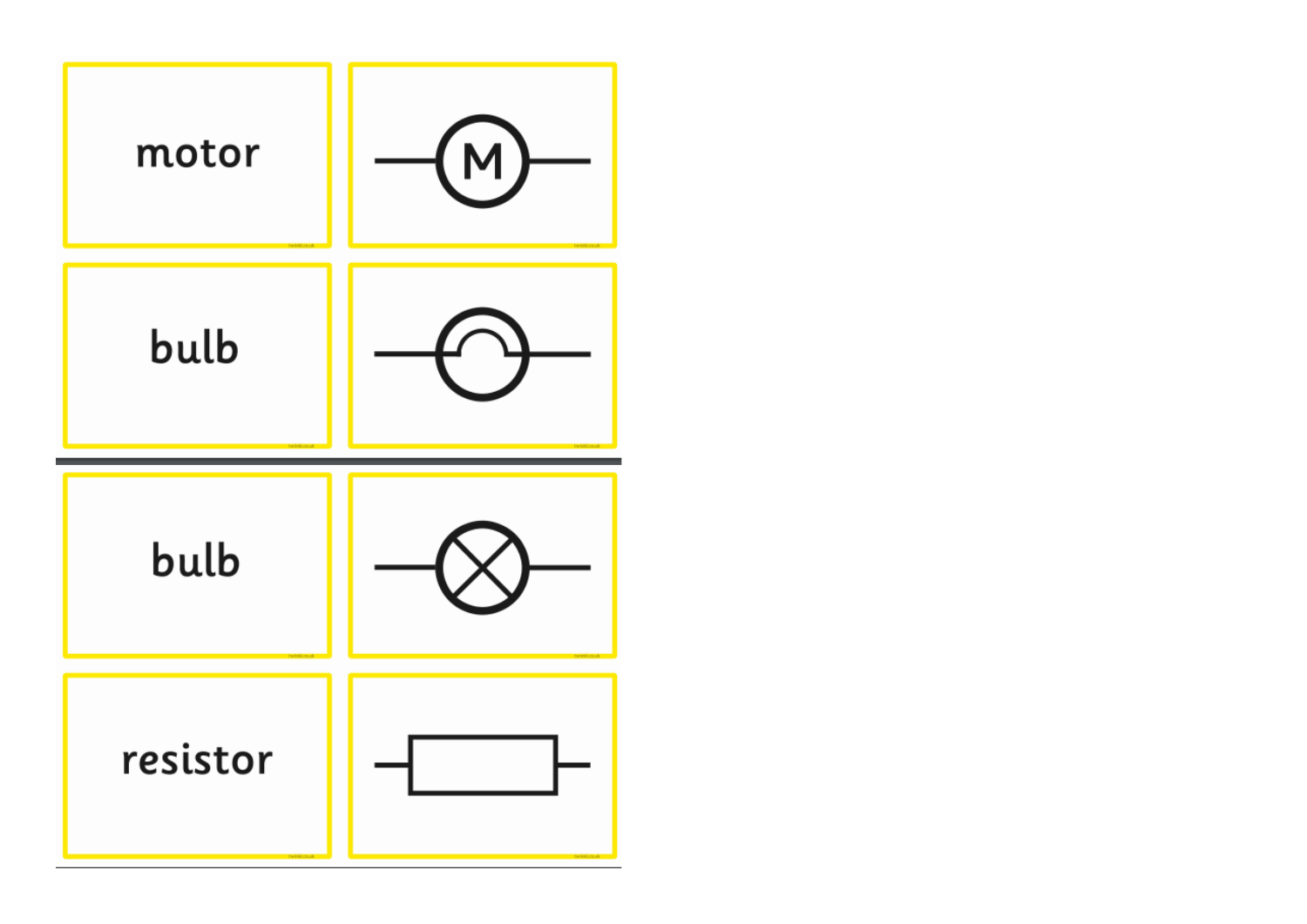motor

bulb

bulb

resistor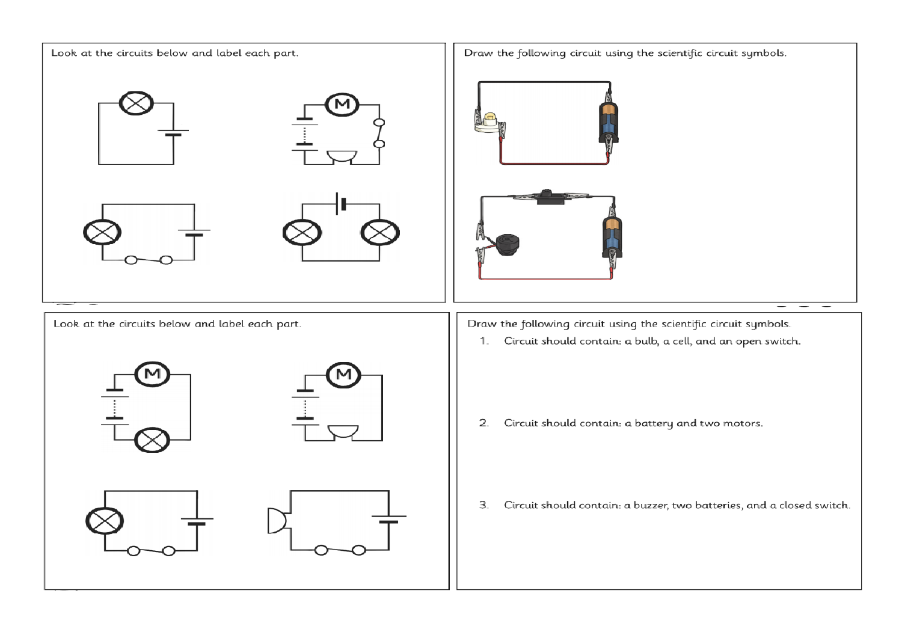Look at the circuits below and label each part.

Draw the following circuit using the scientific circuit symbols.

Look at the circuits below and label each part.

Draw the following circuit using the scientific circuit symbols.

1. Circuit should contain: a bulb, a cell, and an open switch.

2. Circuit should contain: a battery and two motors.

3. Circuit should contain: a buzzer, two batteries, and a closed switch.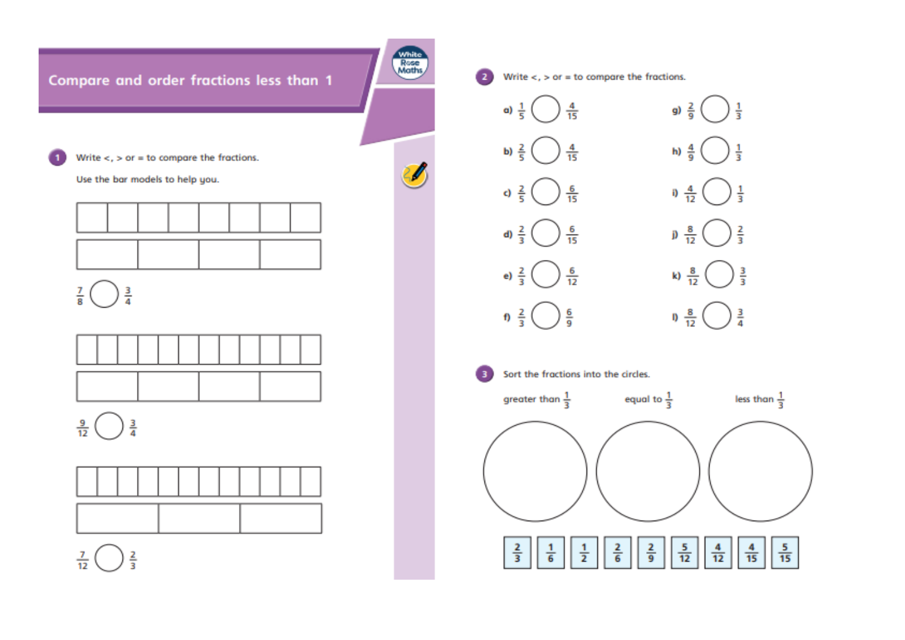# Compare and order fractions less than 1

**1** Write <, > or = to compare the fractions.

Use the bar models to help you.

$\frac{7}{8}$ ◯ $\frac{3}{4}$

$\frac{9}{12}$ ◯ $\frac{3}{4}$

$\frac{7}{12}$ ◯ $\frac{2}{3}$

**2** Write <, > or = to compare the fractions.

a) $\frac{1}{5}$ ◯ $\frac{4}{15}$

b) $\frac{2}{5}$ ◯ $\frac{4}{15}$

c) $\frac{2}{5}$ ◯ $\frac{6}{15}$

d) $\frac{2}{3}$ ◯ $\frac{6}{15}$

e) $\frac{2}{3}$ ◯ $\frac{6}{12}$

f) $\frac{2}{3}$ ◯ $\frac{6}{9}$

g) $\frac{2}{9}$ ◯ $\frac{1}{3}$

h) $\frac{4}{9}$ ◯ $\frac{1}{3}$

i) $\frac{4}{12}$ ◯ $\frac{1}{3}$

j) $\frac{8}{12}$ ◯ $\frac{2}{3}$

k) $\frac{8}{12}$ ◯ $\frac{3}{3}$

l) $\frac{8}{12}$ ◯ $\frac{3}{4}$

**3** Sort the fractions into the circles.

greater than $\frac{1}{3}$ | equal to $\frac{1}{3}$ | less than $\frac{1}{3}$

$\frac{2}{3}$ $\frac{1}{6}$ $\frac{1}{2}$ $\frac{2}{6}$ $\frac{2}{9}$ $\frac{5}{12}$ $\frac{4}{12}$ $\frac{4}{15}$ $\frac{5}{15}$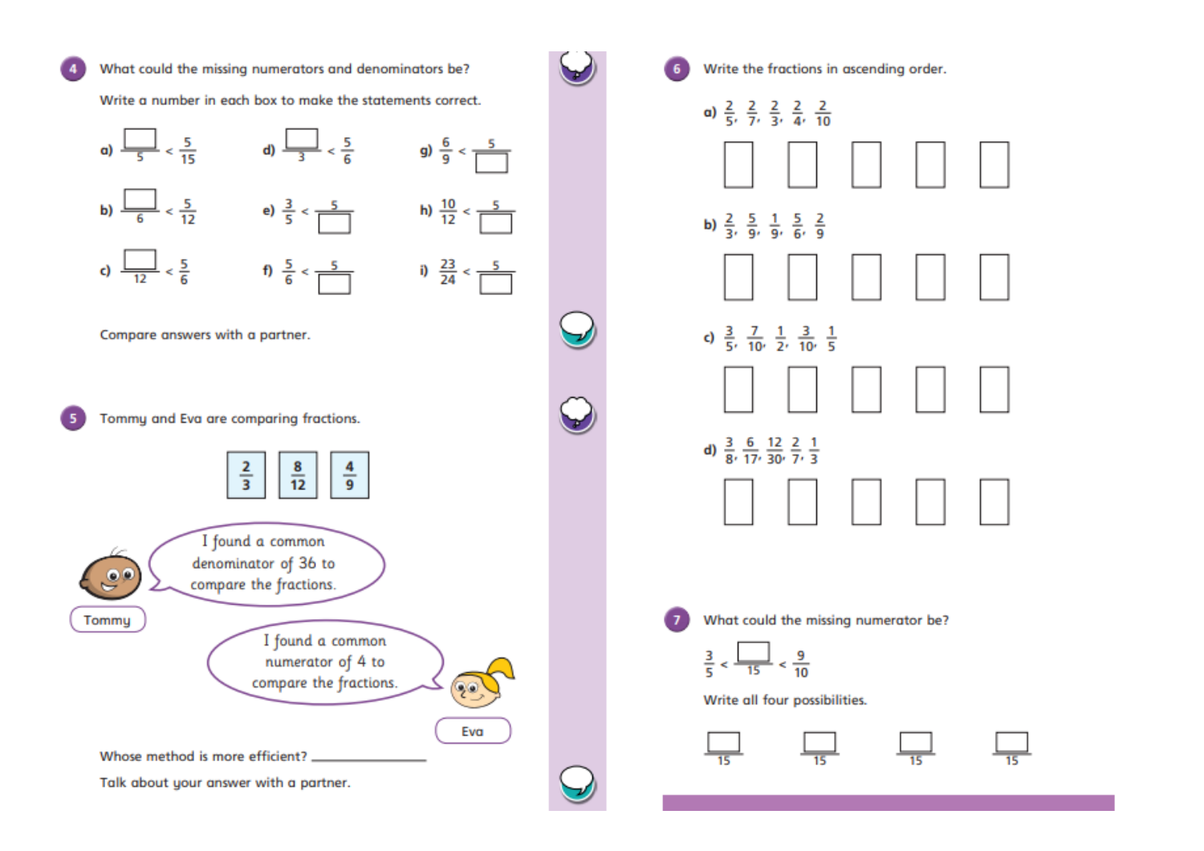## 4 What could the missing numerators and denominators be?

Write a number in each box to make the statements correct.

a) $\frac{\square}{5} < \frac{5}{15}$

b) $\frac{\square}{6} < \frac{5}{12}$

c) $\frac{\square}{12} < \frac{5}{6}$

d) $\frac{\square}{3} < \frac{5}{6}$

e) $\frac{3}{5} < \frac{5}{\square}$

f) $\frac{5}{6} < \frac{5}{\square}$

g) $\frac{6}{9} < \frac{5}{\square}$

h) $\frac{10}{12} < \frac{5}{\square}$

i) $\frac{23}{24} < \frac{5}{\square}$

Compare answers with a partner.

## 5 Tommy and Eva are comparing fractions.

$\frac{2}{3}$ $\frac{8}{12}$ $\frac{4}{9}$

Tommy: I found a common denominator of 36 to compare the fractions.

Eva: I found a common numerator of 4 to compare the fractions.

Whose method is more efficient? ______________

Talk about your answer with a partner.

## 6 Write the fractions in ascending order.

a) $\frac{2}{5}, \frac{2}{7}, \frac{2}{3}, \frac{2}{4}, \frac{2}{10}$

☐ ☐ ☐ ☐ ☐

b) $\frac{2}{3}, \frac{5}{9}, \frac{1}{9}, \frac{5}{6}, \frac{2}{9}$

☐ ☐ ☐ ☐ ☐

c) $\frac{3}{5}, \frac{7}{10}, \frac{1}{2}, \frac{3}{10}, \frac{1}{5}$

☐ ☐ ☐ ☐ ☐

d) $\frac{3}{8}, \frac{6}{17}, \frac{12}{30}, \frac{2}{7}, \frac{1}{3}$

☐ ☐ ☐ ☐ ☐

## 7 What could the missing numerator be?

$\frac{3}{5} < \frac{\square}{15} < \frac{9}{10}$

Write all four possibilities.

$\frac{\square}{15}$ $\frac{\square}{15}$ $\frac{\square}{15}$ $\frac{\square}{15}$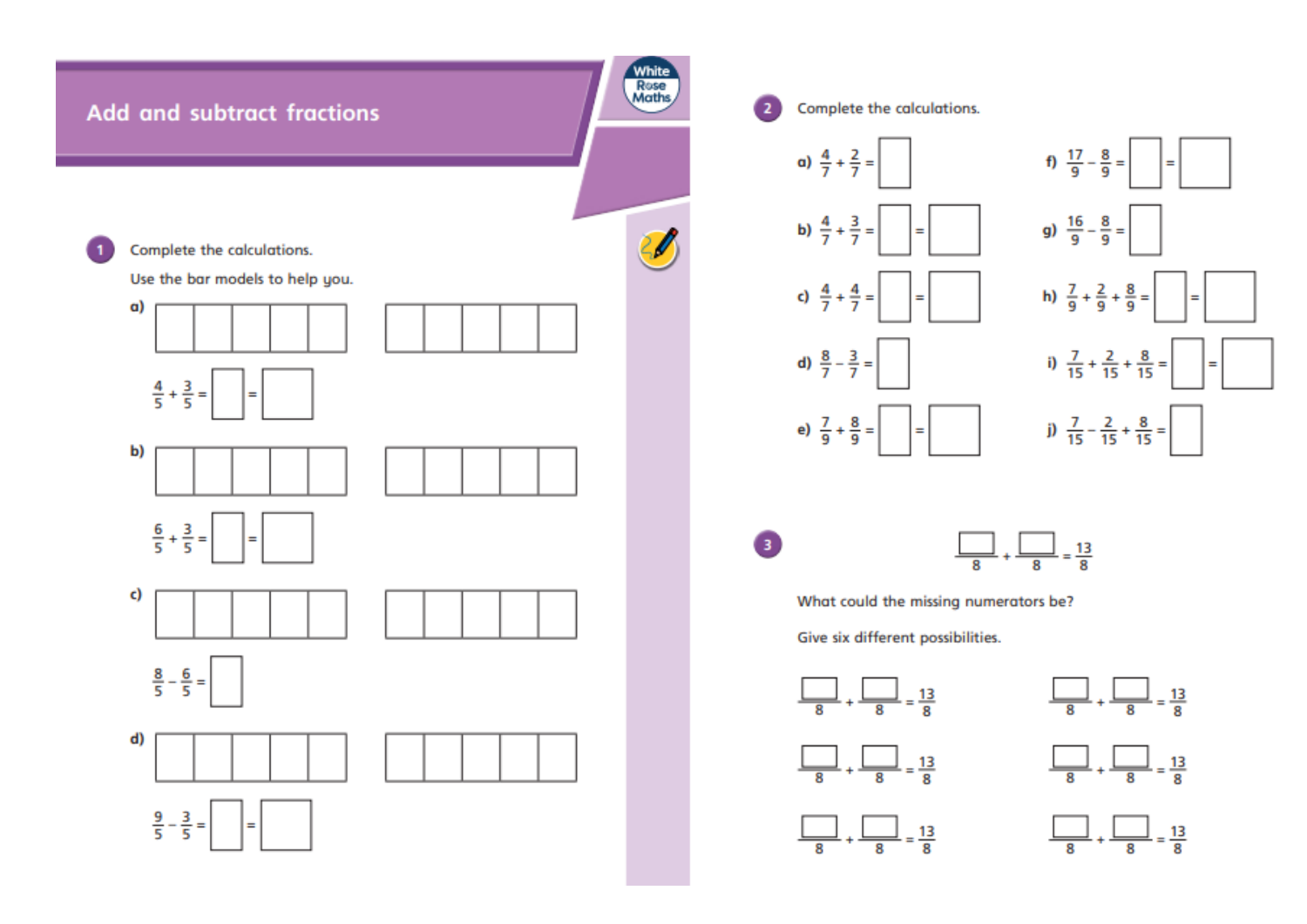# Add and subtract fractions

**1** Complete the calculations.

Use the bar models to help you.

a) $\frac{4}{5} + \frac{3}{5} = \square = \square$

b) $\frac{6}{5} + \frac{3}{5} = \square = \square$

c) $\frac{8}{5} - \frac{6}{5} = \square$

d) $\frac{9}{5} - \frac{3}{5} = \square = \square$

**2** Complete the calculations.

a) $\frac{4}{7} + \frac{2}{7} = \square$

b) $\frac{4}{7} + \frac{3}{7} = \square = \square$

c) $\frac{4}{7} + \frac{4}{7} = \square = \square$

d) $\frac{8}{7} - \frac{3}{7} = \square$

e) $\frac{7}{9} + \frac{8}{9} = \square = \square$

f) $\frac{17}{9} - \frac{8}{9} = \square = \square$

g) $\frac{16}{9} - \frac{8}{9} = \square$

h) $\frac{7}{9} + \frac{2}{9} + \frac{8}{9} = \square = \square$

i) $\frac{7}{15} + \frac{2}{15} + \frac{8}{15} = \square = \square$

j) $\frac{7}{15} - \frac{2}{15} + \frac{8}{15} = \square$

**3** $\frac{\square}{8} + \frac{\square}{8} = \frac{13}{8}$

What could the missing numerators be?

Give six different possibilities.

$\frac{\square}{8} + \frac{\square}{8} = \frac{13}{8}$ $\frac{\square}{8} + \frac{\square}{8} = \frac{13}{8}$

$\frac{\square}{8} + \frac{\square}{8} = \frac{13}{8}$ $\frac{\square}{8} + \frac{\square}{8} = \frac{13}{8}$

$\frac{\square}{8} + \frac{\square}{8} = \frac{13}{8}$ $\frac{\square}{8} + \frac{\square}{8} = \frac{13}{8}$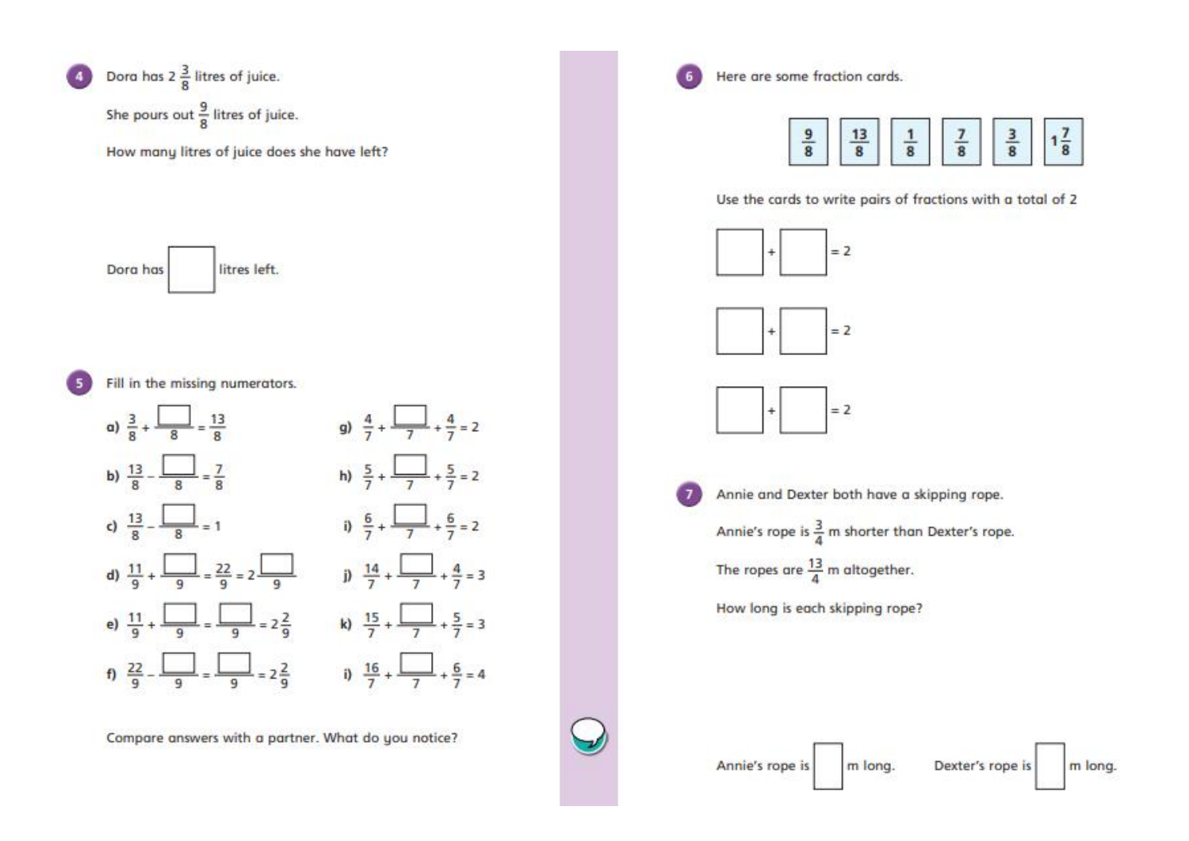**4** Dora has $2\frac{3}{8}$ litres of juice.

She pours out $\frac{9}{8}$ litres of juice.

How many litres of juice does she have left?

Dora has $\square$ litres left.

**5** Fill in the missing numerators.

a) $\frac{3}{8} + \frac{\square}{8} = \frac{13}{8}$

b) $\frac{13}{8} - \frac{\square}{8} = \frac{7}{8}$

c) $\frac{13}{8} - \frac{\square}{8} = 1$

d) $\frac{11}{9} + \frac{\square}{9} = \frac{22}{9} = 2\frac{\square}{9}$

e) $\frac{11}{9} + \frac{\square}{9} = \frac{\square}{9} = 2\frac{2}{9}$

f) $\frac{22}{9} - \frac{\square}{9} = \frac{\square}{9} = 2\frac{2}{9}$

g) $\frac{4}{7} + \frac{\square}{7} + \frac{4}{7} = 2$

h) $\frac{5}{7} + \frac{\square}{7} + \frac{5}{7} = 2$

i) $\frac{6}{7} + \frac{\square}{7} + \frac{6}{7} = 2$

j) $\frac{14}{7} + \frac{\square}{7} + \frac{4}{7} = 3$

k) $\frac{15}{7} + \frac{\square}{7} + \frac{5}{7} = 3$

l) $\frac{16}{7} + \frac{\square}{7} + \frac{6}{7} = 4$

Compare answers with a partner. What do you notice?

**6** Here are some fraction cards.

$\frac{9}{8}$ $\frac{13}{8}$ $\frac{1}{8}$ $\frac{7}{8}$ $\frac{3}{8}$ $1\frac{7}{8}$

Use the cards to write pairs of fractions with a total of 2

$\square + \square = 2$

$\square + \square = 2$

$\square + \square = 2$

**7** Annie and Dexter both have a skipping rope.

Annie's rope is $\frac{3}{4}$ m shorter than Dexter's rope.

The ropes are $\frac{13}{4}$ m altogether.

How long is each skipping rope?

Annie's rope is $\square$ m long. Dexter's rope is $\square$ m long.